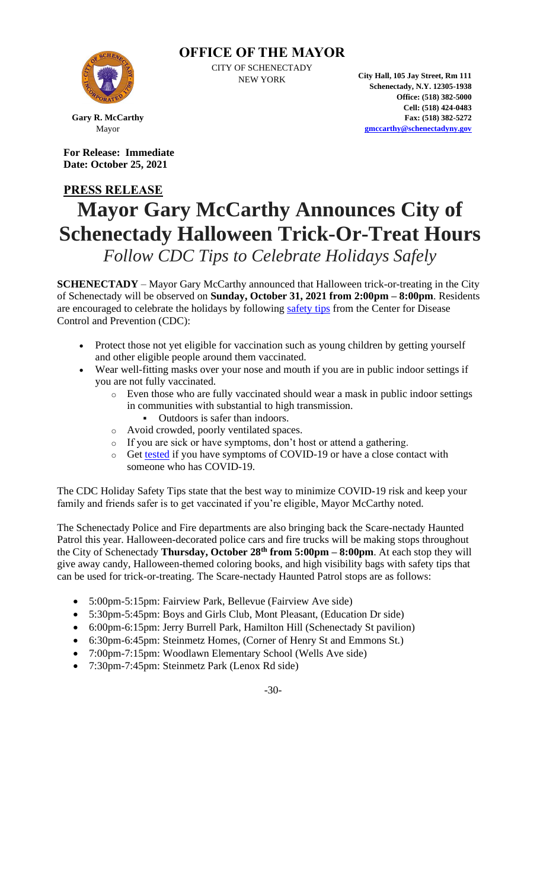# OFFICE OF THE MAYOR

CITY OF SCHENECTADY
NEW YORK

**Gary R. McCarthy**
Mayor

**City Hall, 105 Jay Street, Rm 111**
**Schenectady, N.Y. 12305-1938**
**Office: (518) 382-5000**
**Cell: (518) 424-0483**
**Fax: (518) 382-5272**
**gmccarthy@schenectadyny.gov**

**For Release: Immediate**
**Date: October 25, 2021**

**PRESS RELEASE**

# Mayor Gary McCarthy Announces City of Schenectady Halloween Trick-Or-Treat Hours

*Follow CDC Tips to Celebrate Holidays Safely*

**SCHENECTADY** – Mayor Gary McCarthy announced that Halloween trick-or-treating in the City of Schenectady will be observed on **Sunday, October 31, 2021 from 2:00pm – 8:00pm**. Residents are encouraged to celebrate the holidays by following safety tips from the Center for Disease Control and Prevention (CDC):

- Protect those not yet eligible for vaccination such as young children by getting yourself and other eligible people around them vaccinated.
- Wear well-fitting masks over your nose and mouth if you are in public indoor settings if you are not fully vaccinated.
  - Even those who are fully vaccinated should wear a mask in public indoor settings in communities with substantial to high transmission.
    - Outdoors is safer than indoors.
  - Avoid crowded, poorly ventilated spaces.
  - If you are sick or have symptoms, don't host or attend a gathering.
  - Get tested if you have symptoms of COVID-19 or have a close contact with someone who has COVID-19.

The CDC Holiday Safety Tips state that the best way to minimize COVID-19 risk and keep your family and friends safer is to get vaccinated if you're eligible, Mayor McCarthy noted.

The Schenectady Police and Fire departments are also bringing back the Scare-nectady Haunted Patrol this year. Halloween-decorated police cars and fire trucks will be making stops throughout the City of Schenectady **Thursday, October 28th from 5:00pm – 8:00pm**. At each stop they will give away candy, Halloween-themed coloring books, and high visibility bags with safety tips that can be used for trick-or-treating. The Scare-nectady Haunted Patrol stops are as follows:

- 5:00pm-5:15pm: Fairview Park, Bellevue (Fairview Ave side)
- 5:30pm-5:45pm: Boys and Girls Club, Mont Pleasant, (Education Dr side)
- 6:00pm-6:15pm: Jerry Burrell Park, Hamilton Hill (Schenectady St pavilion)
- 6:30pm-6:45pm: Steinmetz Homes, (Corner of Henry St and Emmons St.)
- 7:00pm-7:15pm: Woodlawn Elementary School (Wells Ave side)
- 7:30pm-7:45pm: Steinmetz Park (Lenox Rd side)

-30-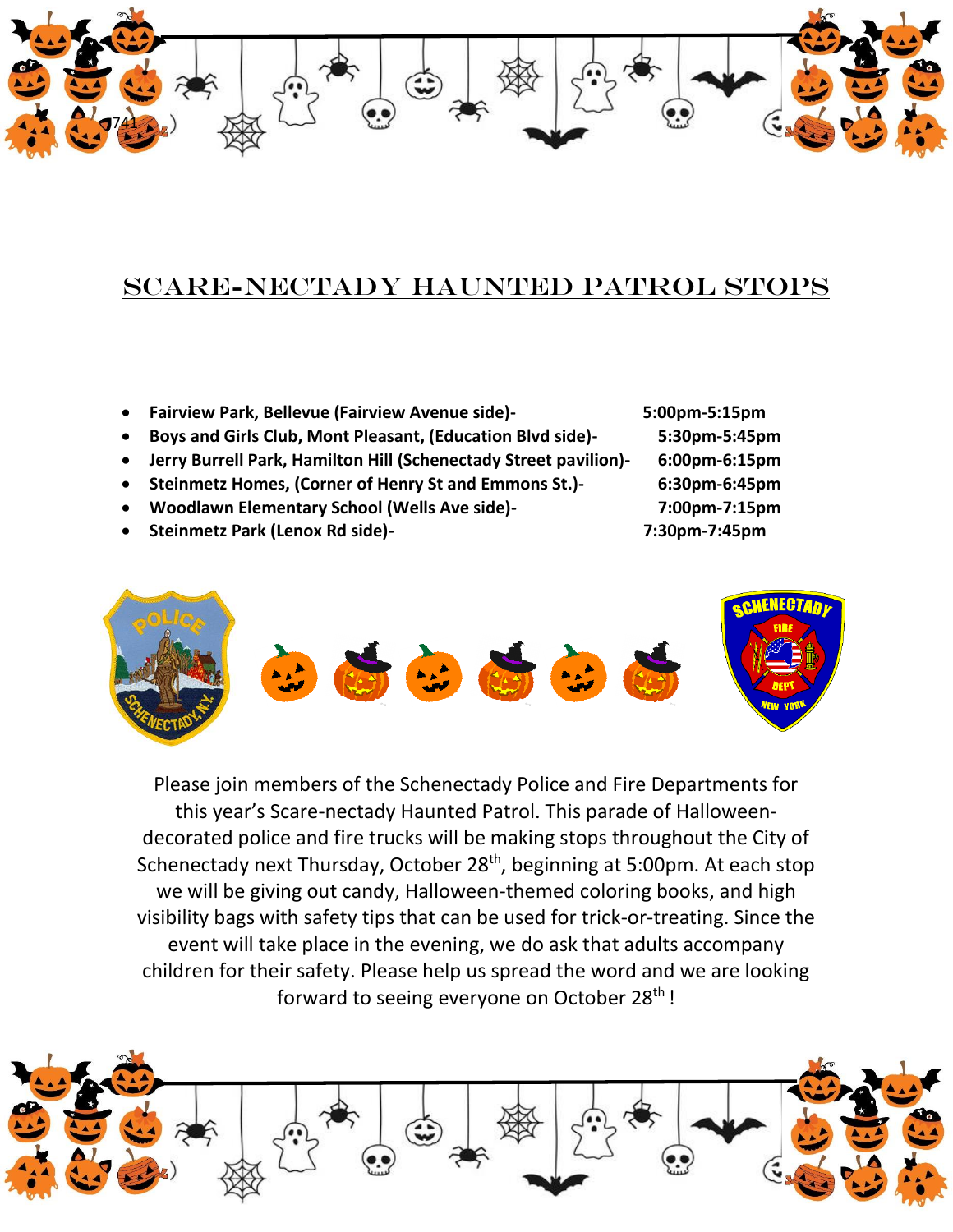# SCARE-NECTADY HAUNTED PATROL STOPS

- **Fairview Park, Bellevue (Fairview Avenue side)- 5:00pm-5:15pm**
- **Boys and Girls Club, Mont Pleasant, (Education Blvd side)- 5:30pm-5:45pm**
- **Jerry Burrell Park, Hamilton Hill (Schenectady Street pavilion)- 6:00pm-6:15pm**
- **Steinmetz Homes, (Corner of Henry St and Emmons St.)- 6:30pm-6:45pm**
- **Woodlawn Elementary School (Wells Ave side)- 7:00pm-7:15pm**
- **Steinmetz Park (Lenox Rd side)- 7:30pm-7:45pm**

Please join members of the Schenectady Police and Fire Departments for this year's Scare-nectady Haunted Patrol. This parade of Halloween-decorated police and fire trucks will be making stops throughout the City of Schenectady next Thursday, October 28th, beginning at 5:00pm. At each stop we will be giving out candy, Halloween-themed coloring books, and high visibility bags with safety tips that can be used for trick-or-treating. Since the event will take place in the evening, we do ask that adults accompany children for their safety. Please help us spread the word and we are looking forward to seeing everyone on October 28th !